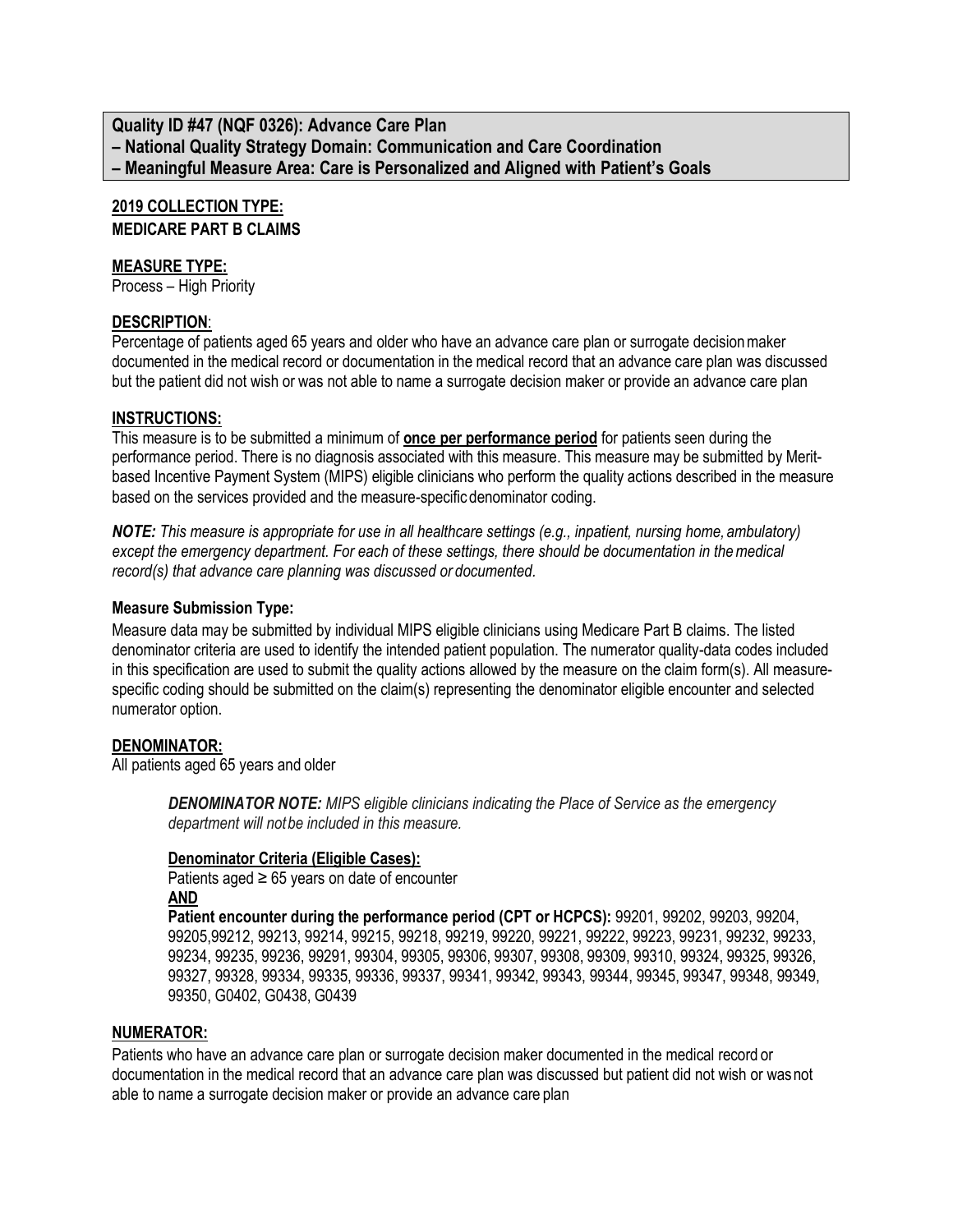**Quality ID #47 (NQF 0326): Advance Care Plan**
**– National Quality Strategy Domain: Communication and Care Coordination**
**– Meaningful Measure Area: Care is Personalized and Aligned with Patient's Goals**

**2019 COLLECTION TYPE:**
**MEDICARE PART B CLAIMS**

**MEASURE TYPE:**
Process – High Priority

**DESCRIPTION**:
Percentage of patients aged 65 years and older who have an advance care plan or surrogate decision maker documented in the medical record or documentation in the medical record that an advance care plan was discussed but the patient did not wish or was not able to name a surrogate decision maker or provide an advance care plan

**INSTRUCTIONS:**
This measure is to be submitted a minimum of **once per performance period** for patients seen during the performance period. There is no diagnosis associated with this measure. This measure may be submitted by Merit-based Incentive Payment System (MIPS) eligible clinicians who perform the quality actions described in the measure based on the services provided and the measure-specific denominator coding.

***NOTE:*** *This measure is appropriate for use in all healthcare settings (e.g., inpatient, nursing home, ambulatory) except the emergency department. For each of these settings, there should be documentation in the medical record(s) that advance care planning was discussed or documented.*

**Measure Submission Type:**
Measure data may be submitted by individual MIPS eligible clinicians using Medicare Part B claims. The listed denominator criteria are used to identify the intended patient population. The numerator quality-data codes included in this specification are used to submit the quality actions allowed by the measure on the claim form(s). All measure-specific coding should be submitted on the claim(s) representing the denominator eligible encounter and selected numerator option.

**DENOMINATOR:**
All patients aged 65 years and older

> ***DENOMINATOR NOTE:*** *MIPS eligible clinicians indicating the Place of Service as the emergency department will not be included in this measure.*
>
> **Denominator Criteria (Eligible Cases):**
> Patients aged ≥ 65 years on date of encounter
> **AND**
> **Patient encounter during the performance period (CPT or HCPCS):** 99201, 99202, 99203, 99204, 99205,99212, 99213, 99214, 99215, 99218, 99219, 99220, 99221, 99222, 99223, 99231, 99232, 99233, 99234, 99235, 99236, 99291, 99304, 99305, 99306, 99307, 99308, 99309, 99310, 99324, 99325, 99326, 99327, 99328, 99334, 99335, 99336, 99337, 99341, 99342, 99343, 99344, 99345, 99347, 99348, 99349, 99350, G0402, G0438, G0439

**NUMERATOR:**
Patients who have an advance care plan or surrogate decision maker documented in the medical record or documentation in the medical record that an advance care plan was discussed but patient did not wish or was not able to name a surrogate decision maker or provide an advance care plan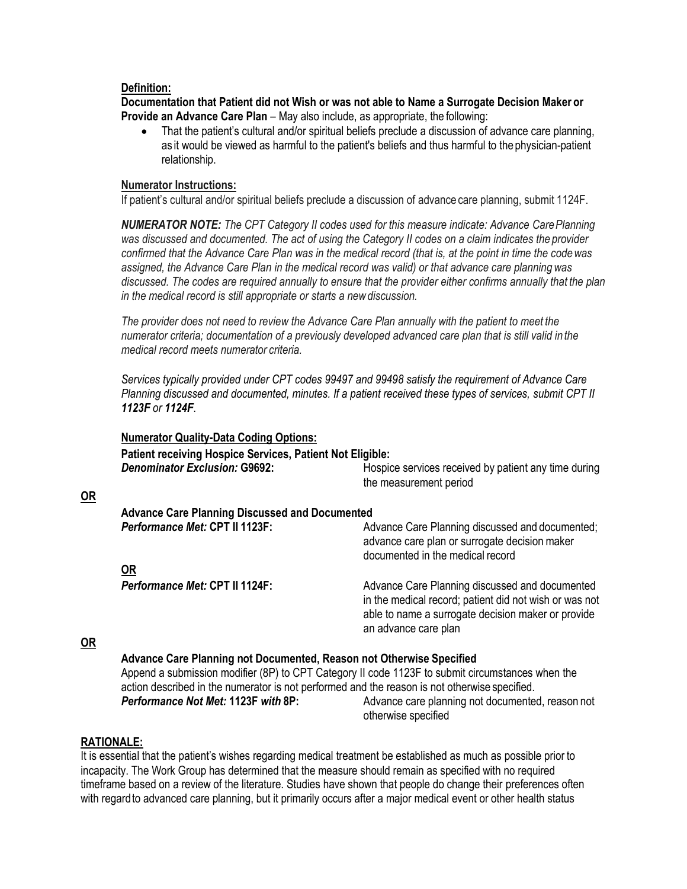**Definition:**

**Documentation that Patient did not Wish or was not able to Name a Surrogate Decision Maker or Provide an Advance Care Plan** – May also include, as appropriate, the following:

- That the patient's cultural and/or spiritual beliefs preclude a discussion of advance care planning, as it would be viewed as harmful to the patient's beliefs and thus harmful to the physician-patient relationship.

**Numerator Instructions:**

If patient's cultural and/or spiritual beliefs preclude a discussion of advance care planning, submit 1124F.

***NUMERATOR NOTE:*** *The CPT Category II codes used for this measure indicate: Advance Care Planning was discussed and documented. The act of using the Category II codes on a claim indicates the provider confirmed that the Advance Care Plan was in the medical record (that is, at the point in time the code was assigned, the Advance Care Plan in the medical record was valid) or that advance care planning was discussed. The codes are required annually to ensure that the provider either confirms annually that the plan in the medical record is still appropriate or starts a new discussion.*

*The provider does not need to review the Advance Care Plan annually with the patient to meet the numerator criteria; documentation of a previously developed advanced care plan that is still valid in the medical record meets numerator criteria.*

*Services typically provided under CPT codes 99497 and 99498 satisfy the requirement of Advance Care Planning discussed and documented, minutes. If a patient received these types of services, submit CPT II **1123F** or **1124F**.*

**Numerator Quality-Data Coding Options:**

**Patient receiving Hospice Services, Patient Not Eligible:**

***Denominator Exclusion:* G9692:** Hospice services received by patient any time during the measurement period

**OR**

**Advance Care Planning Discussed and Documented**

***Performance Met:* CPT II 1123F:** Advance Care Planning discussed and documented; advance care plan or surrogate decision maker documented in the medical record

**OR**

***Performance Met:* CPT II 1124F:** Advance Care Planning discussed and documented in the medical record; patient did not wish or was not able to name a surrogate decision maker or provide an advance care plan

**OR**

**Advance Care Planning not Documented, Reason not Otherwise Specified**

Append a submission modifier (8P) to CPT Category II code 1123F to submit circumstances when the action described in the numerator is not performed and the reason is not otherwise specified.

***Performance Not Met:* 1123F *with* 8P:** Advance care planning not documented, reason not otherwise specified

**RATIONALE:**

It is essential that the patient's wishes regarding medical treatment be established as much as possible prior to incapacity. The Work Group has determined that the measure should remain as specified with no required timeframe based on a review of the literature. Studies have shown that people do change their preferences often with regard to advanced care planning, but it primarily occurs after a major medical event or other health status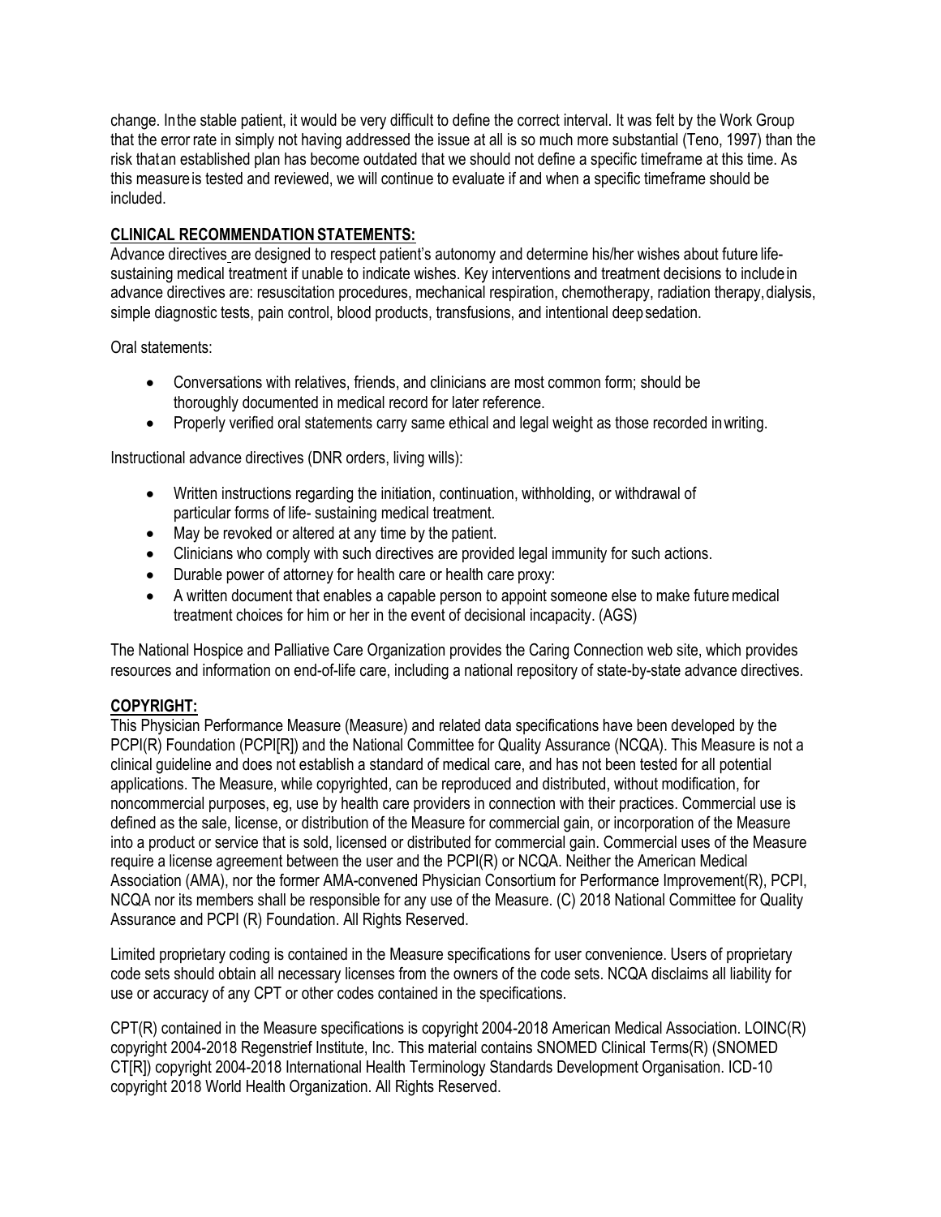change. In the stable patient, it would be very difficult to define the correct interval. It was felt by the Work Group that the error rate in simply not having addressed the issue at all is so much more substantial (Teno, 1997) than the risk that an established plan has become outdated that we should not define a specific timeframe at this time. As this measure is tested and reviewed, we will continue to evaluate if and when a specific timeframe should be included.

## CLINICAL RECOMMENDATION STATEMENTS:

Advance directives are designed to respect patient's autonomy and determine his/her wishes about future life-sustaining medical treatment if unable to indicate wishes. Key interventions and treatment decisions to include in advance directives are: resuscitation procedures, mechanical respiration, chemotherapy, radiation therapy, dialysis, simple diagnostic tests, pain control, blood products, transfusions, and intentional deep sedation.

Oral statements:

- Conversations with relatives, friends, and clinicians are most common form; should be thoroughly documented in medical record for later reference.
- Properly verified oral statements carry same ethical and legal weight as those recorded in writing.

Instructional advance directives (DNR orders, living wills):

- Written instructions regarding the initiation, continuation, withholding, or withdrawal of particular forms of life- sustaining medical treatment.
- May be revoked or altered at any time by the patient.
- Clinicians who comply with such directives are provided legal immunity for such actions.
- Durable power of attorney for health care or health care proxy:
- A written document that enables a capable person to appoint someone else to make future medical treatment choices for him or her in the event of decisional incapacity. (AGS)

The National Hospice and Palliative Care Organization provides the Caring Connection web site, which provides resources and information on end-of-life care, including a national repository of state-by-state advance directives.

## COPYRIGHT:

This Physician Performance Measure (Measure) and related data specifications have been developed by the PCPI(R) Foundation (PCPI[R]) and the National Committee for Quality Assurance (NCQA). This Measure is not a clinical guideline and does not establish a standard of medical care, and has not been tested for all potential applications. The Measure, while copyrighted, can be reproduced and distributed, without modification, for noncommercial purposes, eg, use by health care providers in connection with their practices. Commercial use is defined as the sale, license, or distribution of the Measure for commercial gain, or incorporation of the Measure into a product or service that is sold, licensed or distributed for commercial gain. Commercial uses of the Measure require a license agreement between the user and the PCPI(R) or NCQA. Neither the American Medical Association (AMA), nor the former AMA-convened Physician Consortium for Performance Improvement(R), PCPI, NCQA nor its members shall be responsible for any use of the Measure. (C) 2018 National Committee for Quality Assurance and PCPI (R) Foundation. All Rights Reserved.

Limited proprietary coding is contained in the Measure specifications for user convenience. Users of proprietary code sets should obtain all necessary licenses from the owners of the code sets. NCQA disclaims all liability for use or accuracy of any CPT or other codes contained in the specifications.

CPT(R) contained in the Measure specifications is copyright 2004-2018 American Medical Association. LOINC(R) copyright 2004-2018 Regenstrief Institute, Inc. This material contains SNOMED Clinical Terms(R) (SNOMED CT[R]) copyright 2004-2018 International Health Terminology Standards Development Organisation. ICD-10 copyright 2018 World Health Organization. All Rights Reserved.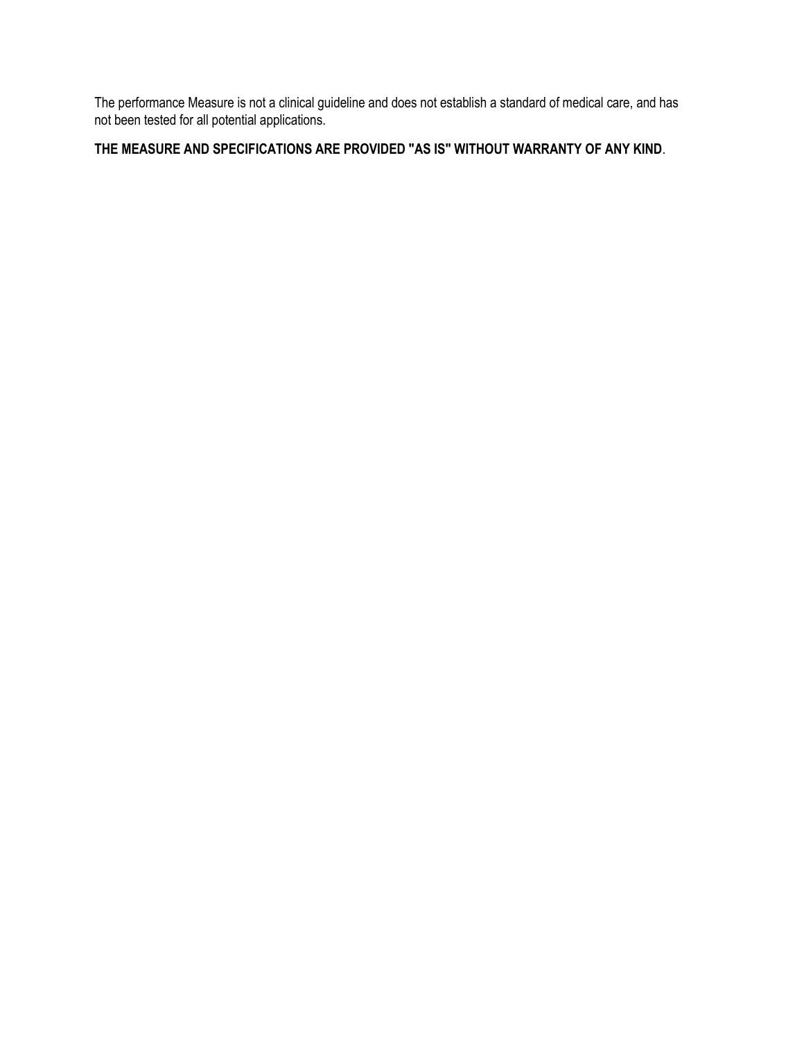The performance Measure is not a clinical guideline and does not establish a standard of medical care, and has not been tested for all potential applications.

**THE MEASURE AND SPECIFICATIONS ARE PROVIDED "AS IS" WITHOUT WARRANTY OF ANY KIND**.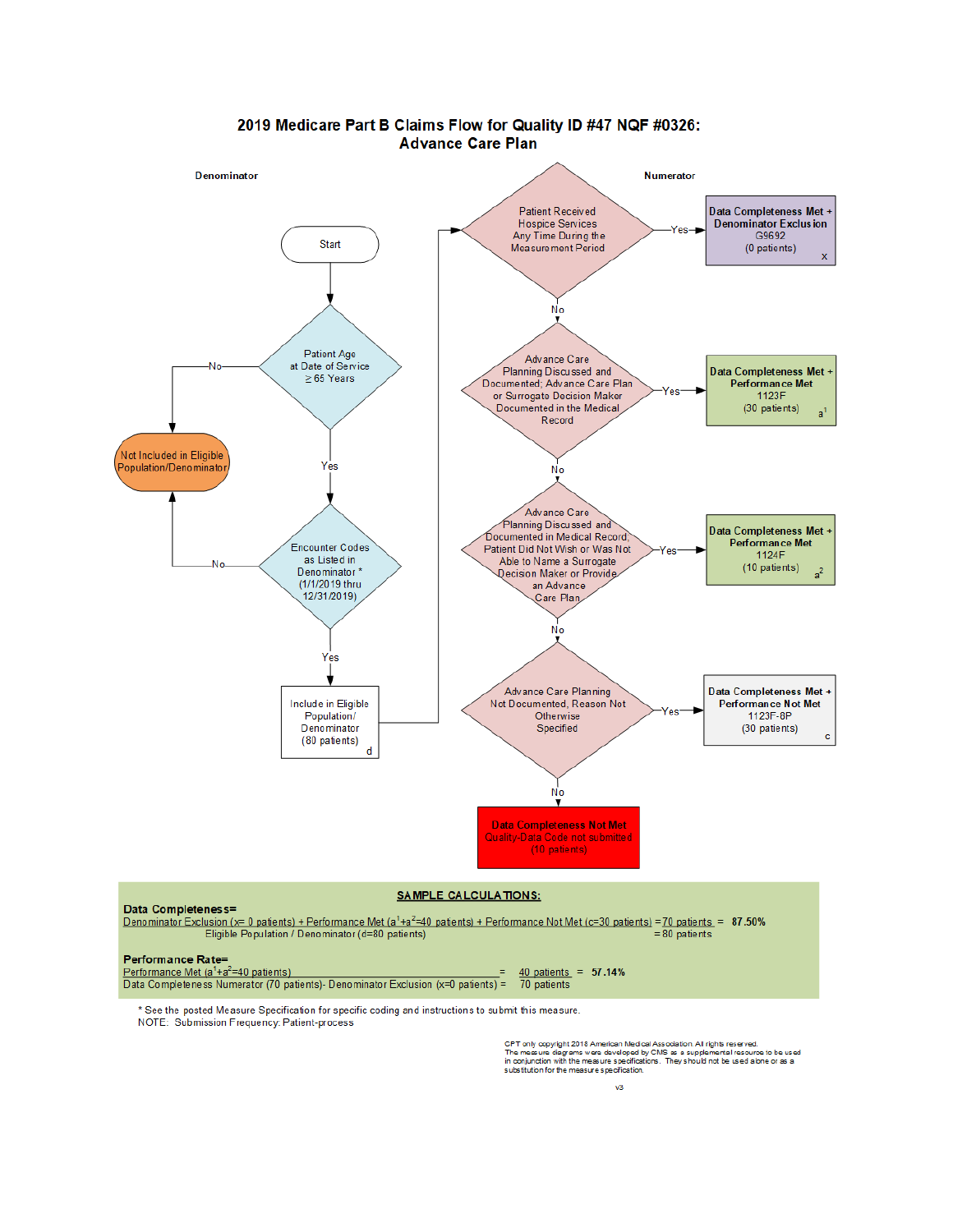# 2019 Medicare Part B Claims Flow for Quality ID #47 NQF #0326: Advance Care Plan

**Denominator**

Start

Patient Age at Date of Service ≥ 65 Years
- No → Not Included in Eligible Population/Denominator
- Yes ↓

Encounter Codes as Listed in Denominator * (1/1/2019 thru 12/31/2019)
- No → Not Included in Eligible Population/Denominator
- Yes ↓

Include in Eligible Population/ Denominator (80 patients) d

**Numerator**

Patient Received Hospice Services Any Time During the Measurement Period
- Yes → **Data Completeness Met + Denominator Exclusion** G9692 (0 patients) x
- No ↓

Advance Care Planning Discussed and Documented; Advance Care Plan or Surrogate Decision Maker Documented in the Medical Record
- Yes → **Data Completeness Met + Performance Met** 1123F (30 patients) a[1]
- No ↓

Advance Care Planning Discussed and Documented in Medical Record, Patient Did Not Wish or Was Not Able to Name a Surrogate Decision Maker or Provide an Advance Care Plan
- Yes → **Data Completeness Met + Performance Met** 1124F (10 patients) a[2]
- No ↓

Advance Care Planning Not Documented, Reason Not Otherwise Specified
- Yes → **Data Completeness Met + Performance Not Met** 1123F-8P (30 patients) c
- No → **Data Completeness Not Met** Quality-Data Code not submitted (10 patients)

**SAMPLE CALCULATIONS:**

**Data Completeness=**

$$\frac{\text{Denominator Exclusion (x= 0 patients) + Performance Met } (a^1+a^2\text{=40 patients}) \text{ + Performance Not Met (c=30 patients)}}{\text{Eligible Population / Denominator (d=80 patients)}} = \frac{70 \text{ patients}}{80 \text{ patients}} = 87.50\%$$

**Performance Rate=**

$$\frac{\text{Performance Met } (a^1+a^2\text{=40 patients})}{\text{Data Completeness Numerator (70 patients)- Denominator Exclusion (x=0 patients)}} = \frac{40 \text{ patients}}{70 \text{ patients}} = 57.14\%$$

* See the posted Measure Specification for specific coding and instructions to submit this measure.
NOTE: Submission Frequency: Patient-process

CPT only copyright 2018 American Medical Association. All rights reserved.
The measure diagrams were developed by CMS as a supplemental resource to be used in conjunction with the measure specifications. They should not be used alone or as a substitution for the measure specification.

v3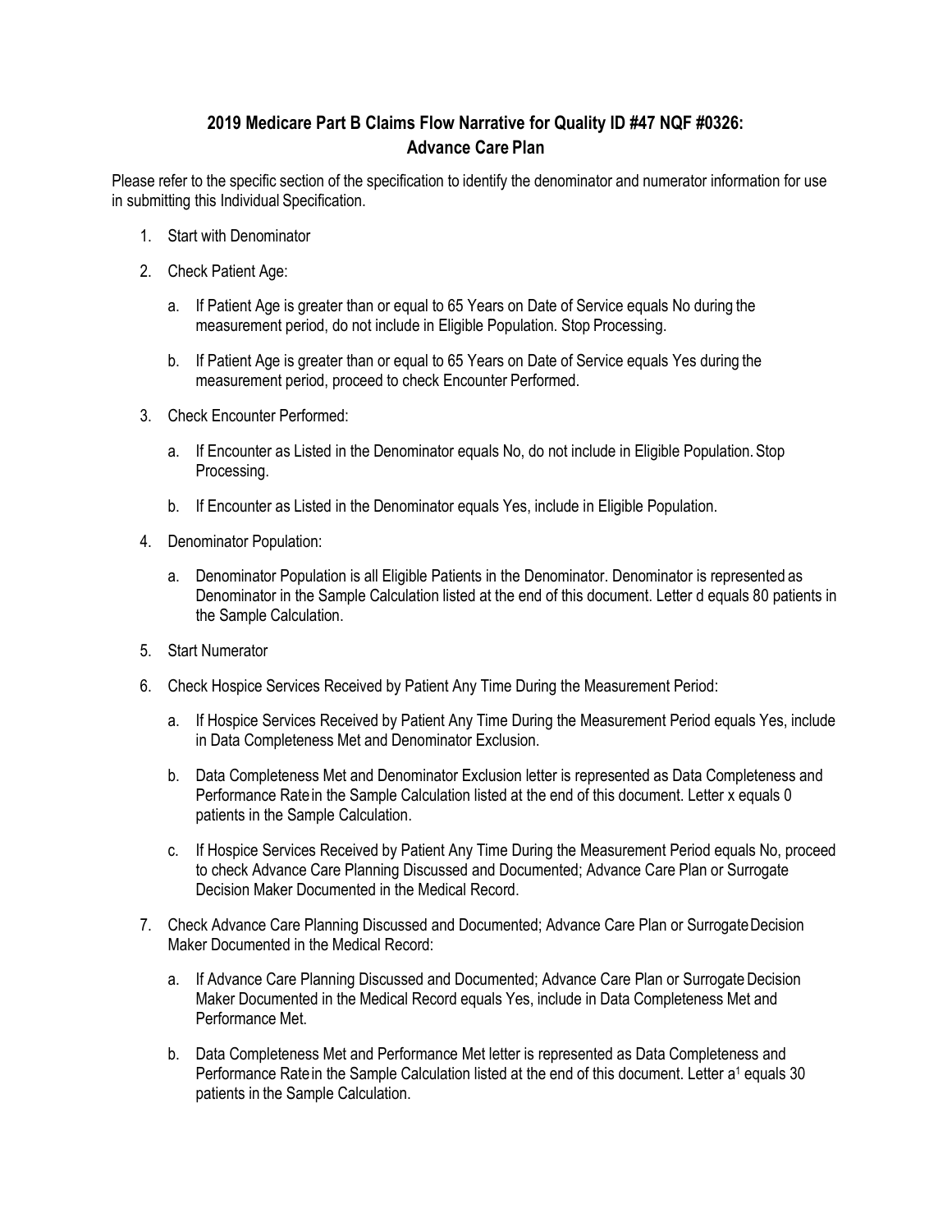# 2019 Medicare Part B Claims Flow Narrative for Quality ID #47 NQF #0326: Advance Care Plan

Please refer to the specific section of the specification to identify the denominator and numerator information for use in submitting this Individual Specification.

1. Start with Denominator
2. Check Patient Age:
   a. If Patient Age is greater than or equal to 65 Years on Date of Service equals No during the measurement period, do not include in Eligible Population. Stop Processing.
   b. If Patient Age is greater than or equal to 65 Years on Date of Service equals Yes during the measurement period, proceed to check Encounter Performed.
3. Check Encounter Performed:
   a. If Encounter as Listed in the Denominator equals No, do not include in Eligible Population. Stop Processing.
   b. If Encounter as Listed in the Denominator equals Yes, include in Eligible Population.
4. Denominator Population:
   a. Denominator Population is all Eligible Patients in the Denominator. Denominator is represented as Denominator in the Sample Calculation listed at the end of this document. Letter d equals 80 patients in the Sample Calculation.
5. Start Numerator
6. Check Hospice Services Received by Patient Any Time During the Measurement Period:
   a. If Hospice Services Received by Patient Any Time During the Measurement Period equals Yes, include in Data Completeness Met and Denominator Exclusion.
   b. Data Completeness Met and Denominator Exclusion letter is represented as Data Completeness and Performance Rate in the Sample Calculation listed at the end of this document. Letter x equals 0 patients in the Sample Calculation.
   c. If Hospice Services Received by Patient Any Time During the Measurement Period equals No, proceed to check Advance Care Planning Discussed and Documented; Advance Care Plan or Surrogate Decision Maker Documented in the Medical Record.
7. Check Advance Care Planning Discussed and Documented; Advance Care Plan or Surrogate Decision Maker Documented in the Medical Record:
   a. If Advance Care Planning Discussed and Documented; Advance Care Plan or Surrogate Decision Maker Documented in the Medical Record equals Yes, include in Data Completeness Met and Performance Met.
   b. Data Completeness Met and Performance Met letter is represented as Data Completeness and Performance Rate in the Sample Calculation listed at the end of this document. Letter $a^1$ equals 30 patients in the Sample Calculation.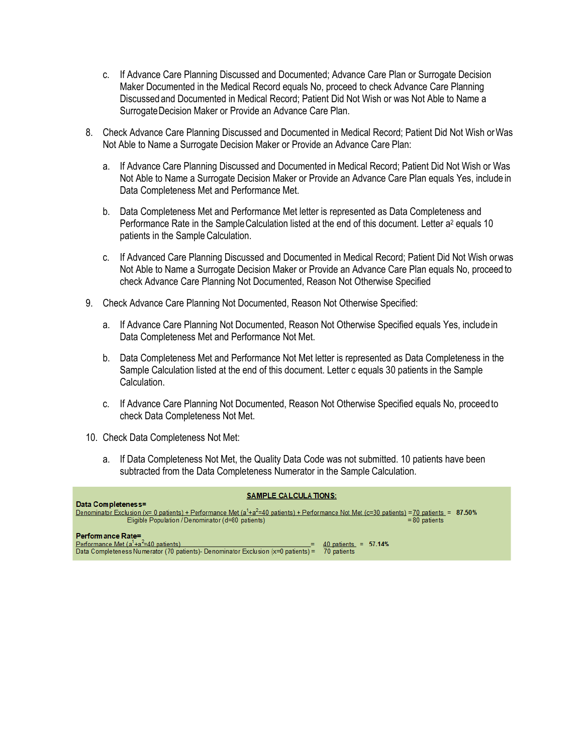c. If Advance Care Planning Discussed and Documented; Advance Care Plan or Surrogate Decision Maker Documented in the Medical Record equals No, proceed to check Advance Care Planning Discussed and Documented in Medical Record; Patient Did Not Wish or was Not Able to Name a Surrogate Decision Maker or Provide an Advance Care Plan.

8. Check Advance Care Planning Discussed and Documented in Medical Record; Patient Did Not Wish or Was Not Able to Name a Surrogate Decision Maker or Provide an Advance Care Plan:

   a. If Advance Care Planning Discussed and Documented in Medical Record; Patient Did Not Wish or Was Not Able to Name a Surrogate Decision Maker or Provide an Advance Care Plan equals Yes, include in Data Completeness Met and Performance Met.

   b. Data Completeness Met and Performance Met letter is represented as Data Completeness and Performance Rate in the Sample Calculation listed at the end of this document. Letter $a^2$ equals 10 patients in the Sample Calculation.

   c. If Advanced Care Planning Discussed and Documented in Medical Record; Patient Did Not Wish or was Not Able to Name a Surrogate Decision Maker or Provide an Advance Care Plan equals No, proceed to check Advance Care Planning Not Documented, Reason Not Otherwise Specified

9. Check Advance Care Planning Not Documented, Reason Not Otherwise Specified:

   a. If Advance Care Planning Not Documented, Reason Not Otherwise Specified equals Yes, include in Data Completeness Met and Performance Not Met.

   b. Data Completeness Met and Performance Not Met letter is represented as Data Completeness in the Sample Calculation listed at the end of this document. Letter c equals 30 patients in the Sample Calculation.

   c. If Advance Care Planning Not Documented, Reason Not Otherwise Specified equals No, proceed to check Data Completeness Not Met.

10. Check Data Completeness Not Met:

    a. If Data Completeness Not Met, the Quality Data Code was not submitted. 10 patients have been subtracted from the Data Completeness Numerator in the Sample Calculation.

**SAMPLE CALCULATIONS:**

**Data Completeness=**

Denominator Exclusion (x= 0 patients) + Performance Met ($a^1+a^2$=40 patients) + Performance Not Met (c=30 patients) = 70 patients = **87.50%**

Eligible Population / Denominator (d=80 patients) = 80 patients

**Performance Rate=**

Performance Met ($a^1+a^2$=40 patients) = 40 patients = **57.14%**

Data Completeness Numerator (70 patients)- Denominator Exclusion (x=0 patients) = 70 patients